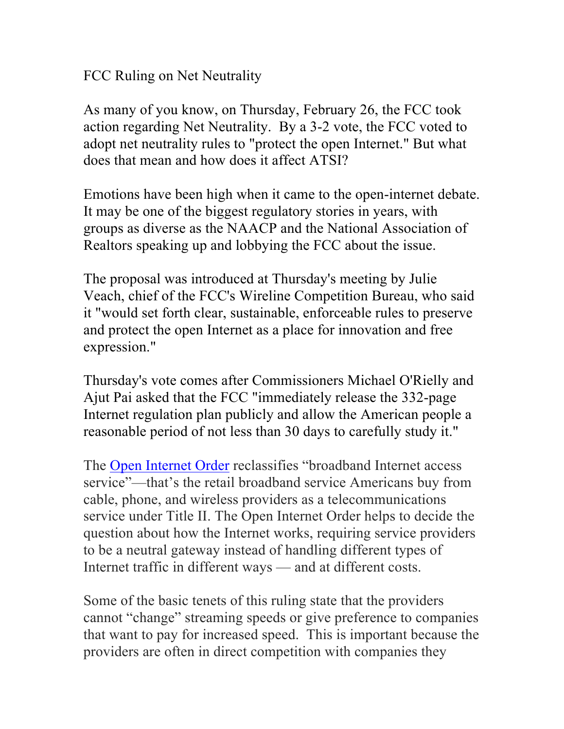# FCC Ruling on Net Neutrality

As many of you know, on Thursday, February 26, the FCC took action regarding Net Neutrality. By a 3-2 vote, the FCC voted to adopt net neutrality rules to "protect the open Internet." But what does that mean and how does it affect ATSI?

Emotions have been high when it came to the open-internet debate. It may be one of the biggest regulatory stories in years, with groups as diverse as the NAACP and the National Association of Realtors speaking up and lobbying the FCC about the issue.

The proposal was introduced at Thursday's meeting by Julie Veach, chief of the FCC's Wireline Competition Bureau, who said it "would set forth clear, sustainable, enforceable rules to preserve and protect the open Internet as a place for innovation and free expression."

Thursday's vote comes after Commissioners Michael O'Rielly and Ajut Pai asked that the FCC "immediately release the 332-page Internet regulation plan publicly and allow the American people a reasonable period of not less than 30 days to carefully study it."

The Open Internet Order reclassifies "broadband Internet access service"—that's the retail broadband service Americans buy from cable, phone, and wireless providers as a telecommunications service under Title II. The Open Internet Order helps to decide the question about how the Internet works, requiring service providers to be a neutral gateway instead of handling different types of Internet traffic in different ways — and at different costs.

Some of the basic tenets of this ruling state that the providers cannot "change" streaming speeds or give preference to companies that want to pay for increased speed. This is important because the providers are often in direct competition with companies they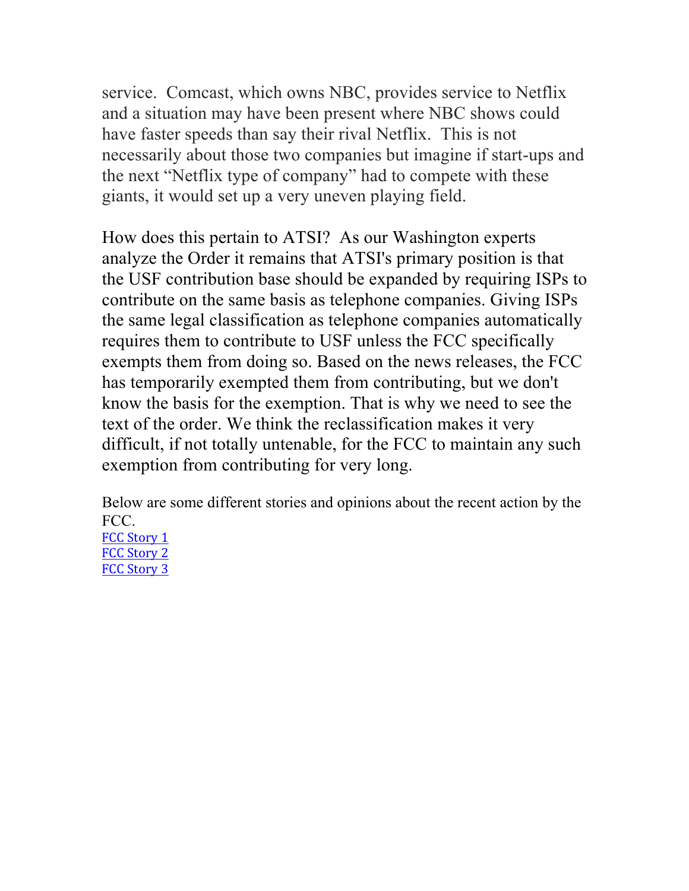service. Comcast, which owns NBC, provides service to Netflix and a situation may have been present where NBC shows could have faster speeds than say their rival Netflix. This is not necessarily about those two companies but imagine if start-ups and the next "Netflix type of company" had to compete with these giants, it would set up a very uneven playing field.

How does this pertain to ATSI? As our Washington experts analyze the Order it remains that ATSI's primary position is that the USF contribution base should be expanded by requiring ISPs to contribute on the same basis as telephone companies. Giving ISPs the same legal classification as telephone companies automatically requires them to contribute to USF unless the FCC specifically exempts them from doing so. Based on the news releases, the FCC has temporarily exempted them from contributing, but we don't know the basis for the exemption. That is why we need to see the text of the order. We think the reclassification makes it very difficult, if not totally untenable, for the FCC to maintain any such exemption from contributing for very long.

Below are some different stories and opinions about the recent action by the FCC.

FCC Story 1
FCC Story 2
FCC Story 3